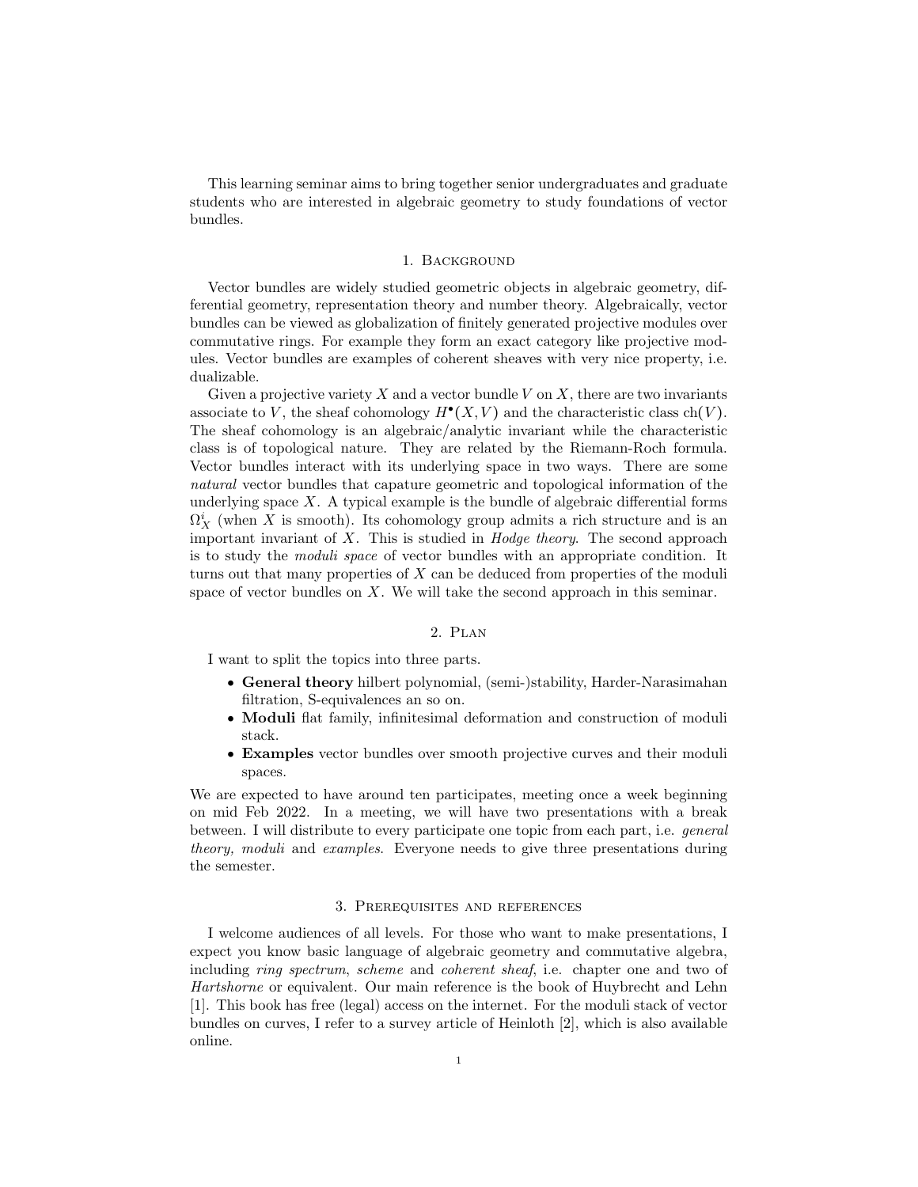This learning seminar aims to bring together senior undergraduates and graduate students who are interested in algebraic geometry to study foundations of vector bundles.

## 1. Background

Vector bundles are widely studied geometric objects in algebraic geometry, differential geometry, representation theory and number theory. Algebraically, vector bundles can be viewed as globalization of finitely generated projective modules over commutative rings. For example they form an exact category like projective modules. Vector bundles are examples of coherent sheaves with very nice property, i.e. dualizable.

Given a projective variety $X$ and a vector bundle $V$ on $X$, there are two invariants associate to $V$, the sheaf cohomology $H^\bullet(X, V)$ and the characteristic class $\mathrm{ch}(V)$. The sheaf cohomology is an algebraic/analytic invariant while the characteristic class is of topological nature. They are related by the Riemann-Roch formula. Vector bundles interact with its underlying space in two ways. There are some *natural* vector bundles that capature geometric and topological information of the underlying space $X$. A typical example is the bundle of algebraic differential forms $\Omega^i_X$ (when $X$ is smooth). Its cohomology group admits a rich structure and is an important invariant of $X$. This is studied in *Hodge theory*. The second approach is to study the *moduli space* of vector bundles with an appropriate condition. It turns out that many properties of $X$ can be deduced from properties of the moduli space of vector bundles on $X$. We will take the second approach in this seminar.

## 2. Plan

I want to split the topics into three parts.

- **General theory** hilbert polynomial, (semi-)stability, Harder-Narasimahan filtration, S-equivalences an so on.
- **Moduli** flat family, infinitesimal deformation and construction of moduli stack.
- **Examples** vector bundles over smooth projective curves and their moduli spaces.

We are expected to have around ten participates, meeting once a week beginning on mid Feb 2022. In a meeting, we will have two presentations with a break between. I will distribute to every participate one topic from each part, i.e. *general theory, moduli* and *examples*. Everyone needs to give three presentations during the semester.

## 3. Prerequisites and references

I welcome audiences of all levels. For those who want to make presentations, I expect you know basic language of algebraic geometry and commutative algebra, including *ring spectrum*, *scheme* and *coherent sheaf*, i.e. chapter one and two of *Hartshorne* or equivalent. Our main reference is the book of Huybrecht and Lehn [1]. This book has free (legal) access on the internet. For the moduli stack of vector bundles on curves, I refer to a survey article of Heinloth [2], which is also available online.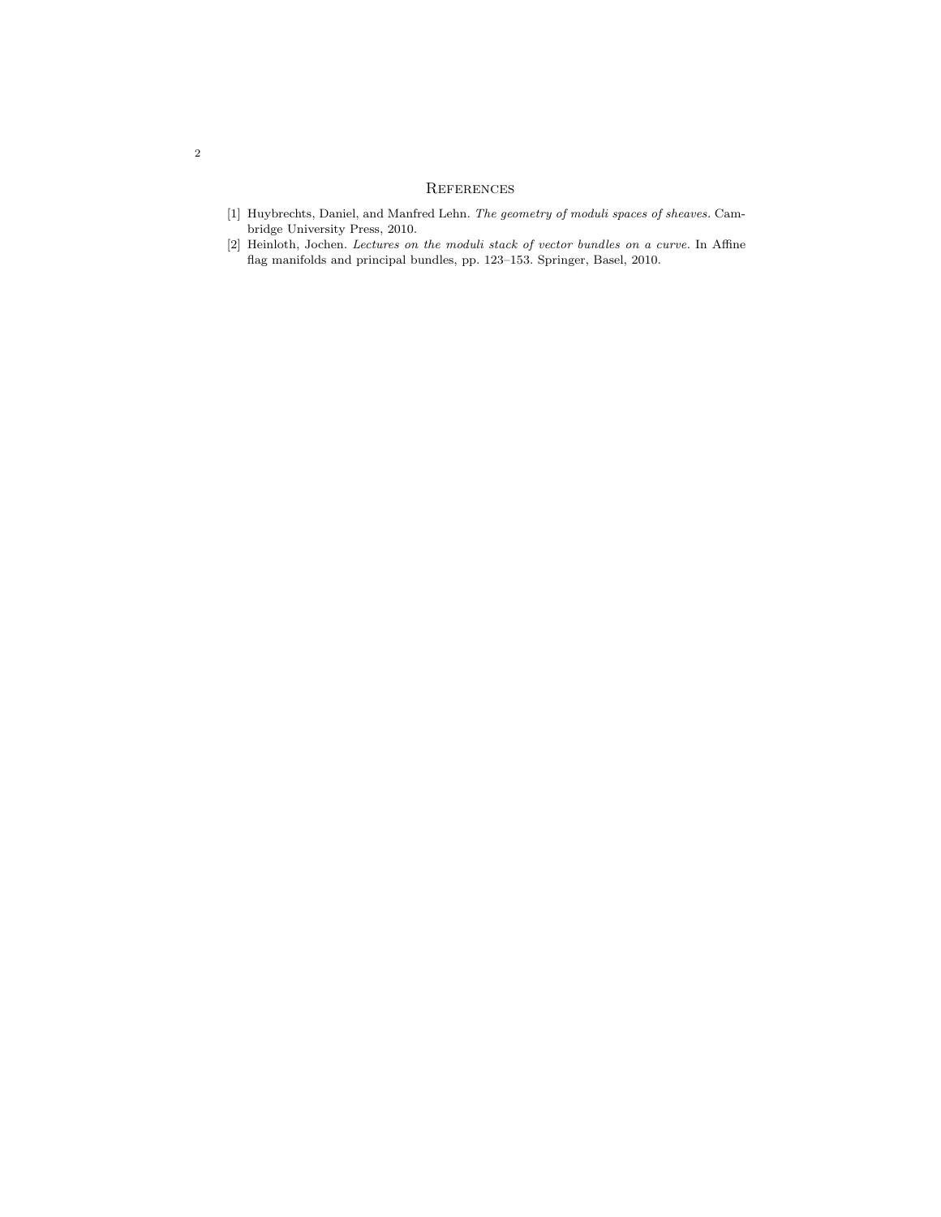## References

[1] Huybrechts, Daniel, and Manfred Lehn. *The geometry of moduli spaces of sheaves*. Cambridge University Press, 2010.

[2] Heinloth, Jochen. *Lectures on the moduli stack of vector bundles on a curve*. In Affine flag manifolds and principal bundles, pp. 123–153. Springer, Basel, 2010.